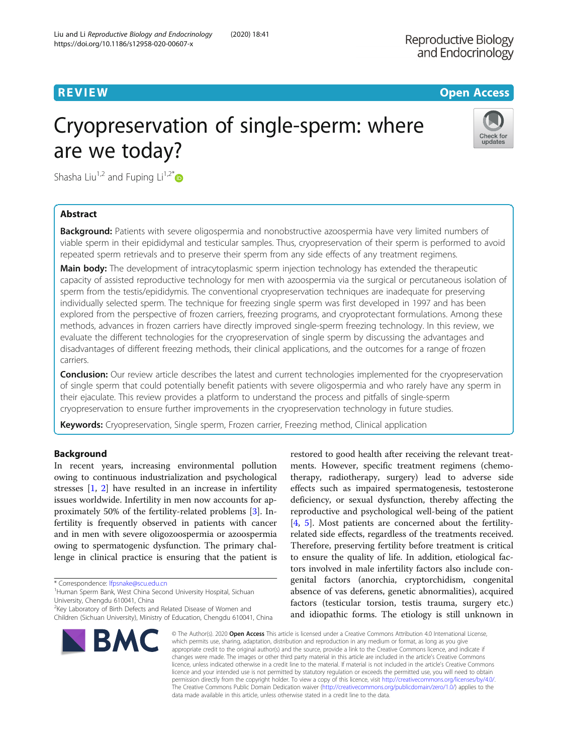REVIEW

Open Access

# Cryopreservation of single-sperm: where are we today?

Shasha Liu[1,2] and Fuping Li[1,2*]

## Abstract

**Background:** Patients with severe oligospermia and nonobstructive azoospermia have very limited numbers of viable sperm in their epididymal and testicular samples. Thus, cryopreservation of their sperm is performed to avoid repeated sperm retrievals and to preserve their sperm from any side effects of any treatment regimens.

**Main body:** The development of intracytoplasmic sperm injection technology has extended the therapeutic capacity of assisted reproductive technology for men with azoospermia via the surgical or percutaneous isolation of sperm from the testis/epididymis. The conventional cryopreservation techniques are inadequate for preserving individually selected sperm. The technique for freezing single sperm was first developed in 1997 and has been explored from the perspective of frozen carriers, freezing programs, and cryoprotectant formulations. Among these methods, advances in frozen carriers have directly improved single-sperm freezing technology. In this review, we evaluate the different technologies for the cryopreservation of single sperm by discussing the advantages and disadvantages of different freezing methods, their clinical applications, and the outcomes for a range of frozen carriers.

**Conclusion:** Our review article describes the latest and current technologies implemented for the cryopreservation of single sperm that could potentially benefit patients with severe oligospermia and who rarely have any sperm in their ejaculate. This review provides a platform to understand the process and pitfalls of single-sperm cryopreservation to ensure further improvements in the cryopreservation technology in future studies.

**Keywords:** Cryopreservation, Single sperm, Frozen carrier, Freezing method, Clinical application

## Background

In recent years, increasing environmental pollution owing to continuous industrialization and psychological stresses [1, 2] have resulted in an increase in infertility issues worldwide. Infertility in men now accounts for approximately 50% of the fertility-related problems [3]. Infertility is frequently observed in patients with cancer and in men with severe oligozoospermia or azoospermia owing to spermatogenic dysfunction. The primary challenge in clinical practice is ensuring that the patient is restored to good health after receiving the relevant treatments. However, specific treatment regimens (chemotherapy, radiotherapy, surgery) lead to adverse side effects such as impaired spermatogenesis, testosterone deficiency, or sexual dysfunction, thereby affecting the reproductive and psychological well-being of the patient [4, 5]. Most patients are concerned about the fertility-related side effects, regardless of the treatments received. Therefore, preserving fertility before treatment is critical to ensure the quality of life. In addition, etiological factors involved in male infertility factors also include congenital factors (anorchia, cryptorchidism, congenital absence of vas deferens, genetic abnormalities), acquired factors (testicular torsion, testis trauma, surgery etc.) and idiopathic forms. The etiology is still unknown in

\* Correspondence: lfpsnake@scu.edu.cn
[1]Human Sperm Bank, West China Second University Hospital, Sichuan University, Chengdu 610041, China
[2]Key Laboratory of Birth Defects and Related Disease of Women and Children (Sichuan University), Ministry of Education, Chengdu 610041, China

© The Author(s). 2020 **Open Access** This article is licensed under a Creative Commons Attribution 4.0 International License, which permits use, sharing, adaptation, distribution and reproduction in any medium or format, as long as you give appropriate credit to the original author(s) and the source, provide a link to the Creative Commons licence, and indicate if changes were made. The images or other third party material in this article are included in the article's Creative Commons licence, unless indicated otherwise in a credit line to the material. If material is not included in the article's Creative Commons licence and your intended use is not permitted by statutory regulation or exceeds the permitted use, you will need to obtain permission directly from the copyright holder. To view a copy of this licence, visit http://creativecommons.org/licenses/by/4.0/. The Creative Commons Public Domain Dedication waiver (http://creativecommons.org/publicdomain/zero/1.0/) applies to the data made available in this article, unless otherwise stated in a credit line to the data.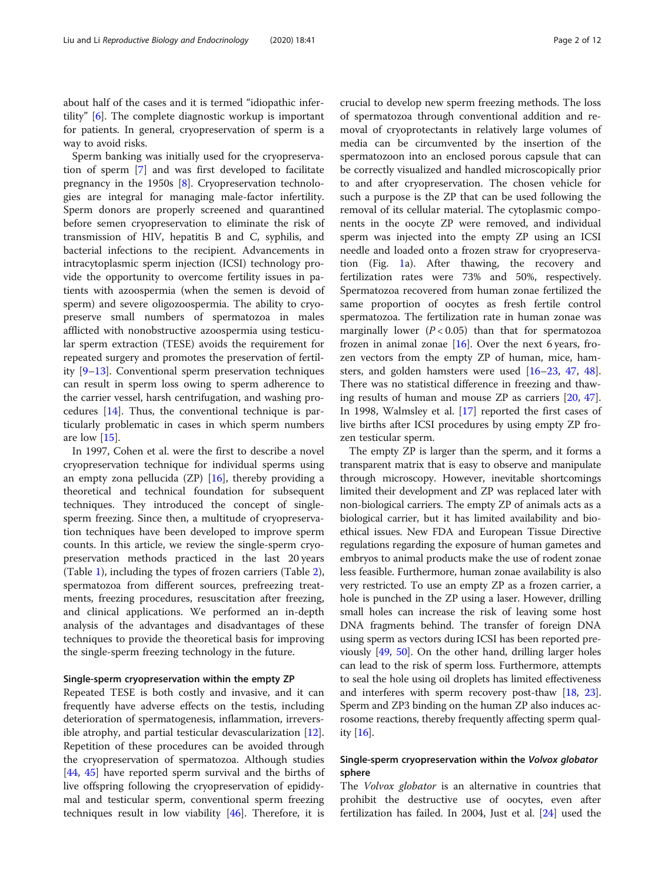about half of the cases and it is termed "idiopathic infertility" [6]. The complete diagnostic workup is important for patients. In general, cryopreservation of sperm is a way to avoid risks.

Sperm banking was initially used for the cryopreservation of sperm [7] and was first developed to facilitate pregnancy in the 1950s [8]. Cryopreservation technologies are integral for managing male-factor infertility. Sperm donors are properly screened and quarantined before semen cryopreservation to eliminate the risk of transmission of HIV, hepatitis B and C, syphilis, and bacterial infections to the recipient. Advancements in intracytoplasmic sperm injection (ICSI) technology provide the opportunity to overcome fertility issues in patients with azoospermia (when the semen is devoid of sperm) and severe oligozoospermia. The ability to cryopreserve small numbers of spermatozoa in males afflicted with nonobstructive azoospermia using testicular sperm extraction (TESE) avoids the requirement for repeated surgery and promotes the preservation of fertility [9–13]. Conventional sperm preservation techniques can result in sperm loss owing to sperm adherence to the carrier vessel, harsh centrifugation, and washing procedures [14]. Thus, the conventional technique is particularly problematic in cases in which sperm numbers are low [15].

In 1997, Cohen et al. were the first to describe a novel cryopreservation technique for individual sperms using an empty zona pellucida (ZP) [16], thereby providing a theoretical and technical foundation for subsequent techniques. They introduced the concept of single-sperm freezing. Since then, a multitude of cryopreservation techniques have been developed to improve sperm counts. In this article, we review the single-sperm cryopreservation methods practiced in the last 20 years (Table 1), including the types of frozen carriers (Table 2), spermatozoa from different sources, prefreezing treatments, freezing procedures, resuscitation after freezing, and clinical applications. We performed an in-depth analysis of the advantages and disadvantages of these techniques to provide the theoretical basis for improving the single-sperm freezing technology in the future.

## Single-sperm cryopreservation within the empty ZP

Repeated TESE is both costly and invasive, and it can frequently have adverse effects on the testis, including deterioration of spermatogenesis, inflammation, irreversible atrophy, and partial testicular devascularization [12]. Repetition of these procedures can be avoided through the cryopreservation of spermatozoa. Although studies [44, 45] have reported sperm survival and the births of live offspring following the cryopreservation of epididymal and testicular sperm, conventional sperm freezing techniques result in low viability [46]. Therefore, it is crucial to develop new sperm freezing methods. The loss of spermatozoa through conventional addition and removal of cryoprotectants in relatively large volumes of media can be circumvented by the insertion of the spermatozoon into an enclosed porous capsule that can be correctly visualized and handled microscopically prior to and after cryopreservation. The chosen vehicle for such a purpose is the ZP that can be used following the removal of its cellular material. The cytoplasmic components in the oocyte ZP were removed, and individual sperm was injected into the empty ZP using an ICSI needle and loaded onto a frozen straw for cryopreservation (Fig. 1a). After thawing, the recovery and fertilization rates were 73% and 50%, respectively. Spermatozoa recovered from human zonae fertilized the same proportion of oocytes as fresh fertile control spermatozoa. The fertilization rate in human zonae was marginally lower ($P < 0.05$) than that for spermatozoa frozen in animal zonae [16]. Over the next 6 years, frozen vectors from the empty ZP of human, mice, hamsters, and golden hamsters were used [16–23, 47, 48]. There was no statistical difference in freezing and thawing results of human and mouse ZP as carriers [20, 47]. In 1998, Walmsley et al. [17] reported the first cases of live births after ICSI procedures by using empty ZP frozen testicular sperm.

The empty ZP is larger than the sperm, and it forms a transparent matrix that is easy to observe and manipulate through microscopy. However, inevitable shortcomings limited their development and ZP was replaced later with non-biological carriers. The empty ZP of animals acts as a biological carrier, but it has limited availability and bioethical issues. New FDA and European Tissue Directive regulations regarding the exposure of human gametes and embryos to animal products make the use of rodent zonae less feasible. Furthermore, human zonae availability is also very restricted. To use an empty ZP as a frozen carrier, a hole is punched in the ZP using a laser. However, drilling small holes can increase the risk of leaving some host DNA fragments behind. The transfer of foreign DNA using sperm as vectors during ICSI has been reported previously [49, 50]. On the other hand, drilling larger holes can lead to the risk of sperm loss. Furthermore, attempts to seal the hole using oil droplets has limited effectiveness and interferes with sperm recovery post-thaw [18, 23]. Sperm and ZP3 binding on the human ZP also induces acrosome reactions, thereby frequently affecting sperm quality [16].

## Single-sperm cryopreservation within the *Volvox globator* sphere

The *Volvox globator* is an alternative in countries that prohibit the destructive use of oocytes, even after fertilization has failed. In 2004, Just et al. [24] used the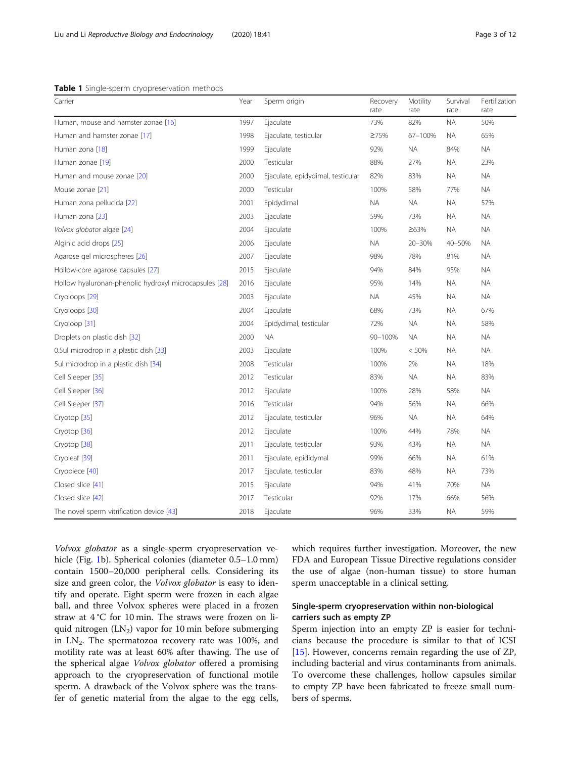**Table 1** Single-sperm cryopreservation methods

| Carrier | Year | Sperm origin | Recovery rate | Motility rate | Survival rate | Fertilization rate |
|---|---|---|---|---|---|---|
| Human, mouse and hamster zonae [16] | 1997 | Ejaculate | 73% | 82% | NA | 50% |
| Human and hamster zonae [17] | 1998 | Ejaculate, testicular | ≥75% | 67–100% | NA | 65% |
| Human zona [18] | 1999 | Ejaculate | 92% | NA | 84% | NA |
| Human zonae [19] | 2000 | Testicular | 88% | 27% | NA | 23% |
| Human and mouse zonae [20] | 2000 | Ejaculate, epididymal, testicular | 82% | 83% | NA | NA |
| Mouse zonae [21] | 2000 | Testicular | 100% | 58% | 77% | NA |
| Human zona pellucida [22] | 2001 | Epididymal | NA | NA | NA | 57% |
| Human zona [23] | 2003 | Ejaculate | 59% | 73% | NA | NA |
| *Volvox globator* algae [24] | 2004 | Ejaculate | 100% | ≥63% | NA | NA |
| Alginic acid drops [25] | 2006 | Ejaculate | NA | 20–30% | 40–50% | NA |
| Agarose gel microspheres [26] | 2007 | Ejaculate | 98% | 78% | 81% | NA |
| Hollow-core agarose capsules [27] | 2015 | Ejaculate | 94% | 84% | 95% | NA |
| Hollow hyaluronan-phenolic hydroxyl microcapsules [28] | 2016 | Ejaculate | 95% | 14% | NA | NA |
| Cryoloops [29] | 2003 | Ejaculate | NA | 45% | NA | NA |
| Cryoloops [30] | 2004 | Ejaculate | 68% | 73% | NA | 67% |
| Cryoloop [31] | 2004 | Epididymal, testicular | 72% | NA | NA | 58% |
| Droplets on plastic dish [32] | 2000 | NA | 90–100% | NA | NA | NA |
| 0.5ul microdrop in a plastic dish [33] | 2003 | Ejaculate | 100% | < 50% | NA | NA |
| 5ul microdrop in a plastic dish [34] | 2008 | Testicular | 100% | 2% | NA | 18% |
| Cell Sleeper [35] | 2012 | Testicular | 83% | NA | NA | 83% |
| Cell Sleeper [36] | 2012 | Ejaculate | 100% | 28% | 58% | NA |
| Cell Sleeper [37] | 2016 | Testicular | 94% | 56% | NA | 66% |
| Cryotop [35] | 2012 | Ejaculate, testicular | 96% | NA | NA | 64% |
| Cryotop [36] | 2012 | Ejaculate | 100% | 44% | 78% | NA |
| Cryotop [38] | 2011 | Ejaculate, testicular | 93% | 43% | NA | NA |
| Cryoleaf [39] | 2011 | Ejaculate, epididymal | 99% | 66% | NA | 61% |
| Cryopiece [40] | 2017 | Ejaculate, testicular | 83% | 48% | NA | 73% |
| Closed slice [41] | 2015 | Ejaculate | 94% | 41% | 70% | NA |
| Closed slice [42] | 2017 | Testicular | 92% | 17% | 66% | 56% |
| The novel sperm vitrification device [43] | 2018 | Ejaculate | 96% | 33% | NA | 59% |

*Volvox globator* as a single-sperm cryopreservation vehicle (Fig. 1b). Spherical colonies (diameter 0.5–1.0 mm) contain 1500–20,000 peripheral cells. Considering its size and green color, the *Volvox globator* is easy to identify and operate. Eight sperm were frozen in each algae ball, and three Volvox spheres were placed in a frozen straw at 4 °C for 10 min. The straws were frozen on liquid nitrogen ($LN_2$) vapor for 10 min before submerging in $LN_2$. The spermatozoa recovery rate was 100%, and motility rate was at least 60% after thawing. The use of the spherical algae *Volvox globator* offered a promising approach to the cryopreservation of functional motile sperm. A drawback of the Volvox sphere was the transfer of genetic material from the algae to the egg cells, which requires further investigation. Moreover, the new FDA and European Tissue Directive regulations consider the use of algae (non-human tissue) to store human sperm unacceptable in a clinical setting.

### Single-sperm cryopreservation within non-biological carriers such as empty ZP

Sperm injection into an empty ZP is easier for technicians because the procedure is similar to that of ICSI [15]. However, concerns remain regarding the use of ZP, including bacterial and virus contaminants from animals. To overcome these challenges, hollow capsules similar to empty ZP have been fabricated to freeze small numbers of sperms.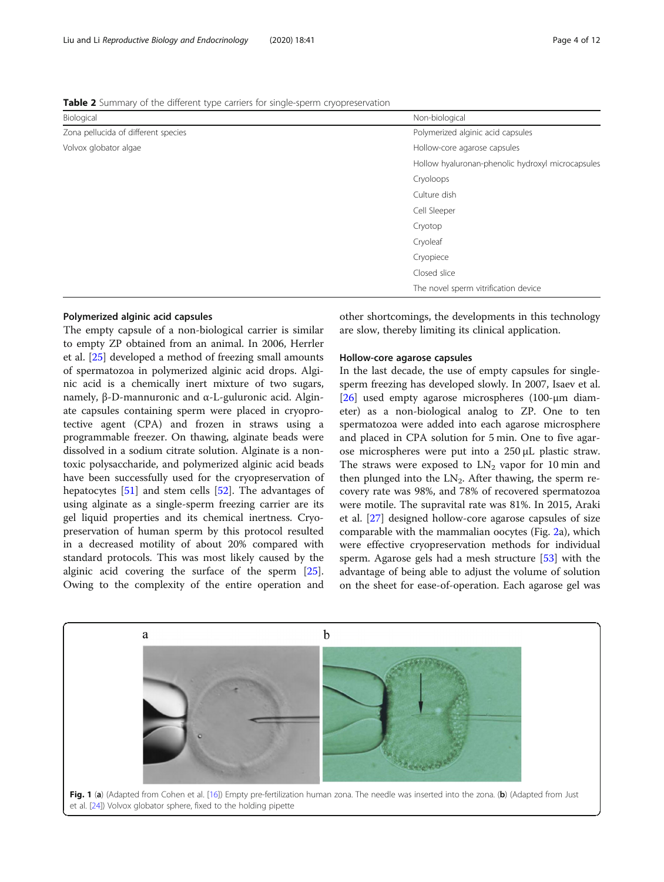**Table 2** Summary of the different type carriers for single-sperm cryopreservation

| Biological | Non-biological |
| --- | --- |
| Zona pellucida of different species | Polymerized alginic acid capsules |
| Volvox globator algae | Hollow-core agarose capsules |
| | Hollow hyaluronan-phenolic hydroxyl microcapsules |
| | Cryoloops |
| | Culture dish |
| | Cell Sleeper |
| | Cryotop |
| | Cryoleaf |
| | Cryopiece |
| | Closed slice |
| | The novel sperm vitrification device |

### Polymerized alginic acid capsules

The empty capsule of a non-biological carrier is similar to empty ZP obtained from an animal. In 2006, Herrler et al. [25] developed a method of freezing small amounts of spermatozoa in polymerized alginic acid drops. Alginic acid is a chemically inert mixture of two sugars, namely, β-D-mannuronic and α-L-guluronic acid. Alginate capsules containing sperm were placed in cryoprotective agent (CPA) and frozen in straws using a programmable freezer. On thawing, alginate beads were dissolved in a sodium citrate solution. Alginate is a non-toxic polysaccharide, and polymerized alginic acid beads have been successfully used for the cryopreservation of hepatocytes [51] and stem cells [52]. The advantages of using alginate as a single-sperm freezing carrier are its gel liquid properties and its chemical inertness. Cryopreservation of human sperm by this protocol resulted in a decreased motility of about 20% compared with standard protocols. This was most likely caused by the alginic acid covering the surface of the sperm [25]. Owing to the complexity of the entire operation and other shortcomings, the developments in this technology are slow, thereby limiting its clinical application.

### Hollow-core agarose capsules

In the last decade, the use of empty capsules for single-sperm freezing has developed slowly. In 2007, Isaev et al. [26] used empty agarose microspheres (100-μm diameter) as a non-biological analog to ZP. One to ten spermatozoa were added into each agarose microsphere and placed in CPA solution for 5 min. One to five agarose microspheres were put into a 250 μL plastic straw. The straws were exposed to $LN_2$ vapor for 10 min and then plunged into the $LN_2$. After thawing, the sperm recovery rate was 98%, and 78% of recovered spermatozoa were motile. The supravital rate was 81%. In 2015, Araki et al. [27] designed hollow-core agarose capsules of size comparable with the mammalian oocytes (Fig. 2a), which were effective cryopreservation methods for individual sperm. Agarose gels had a mesh structure [53] with the advantage of being able to adjust the volume of solution on the sheet for ease-of-operation. Each agarose gel was

**Fig. 1** (**a**) (Adapted from Cohen et al. [16]) Empty pre-fertilization human zona. The needle was inserted into the zona. (**b**) (Adapted from Just et al. [24]) Volvox globator sphere, fixed to the holding pipette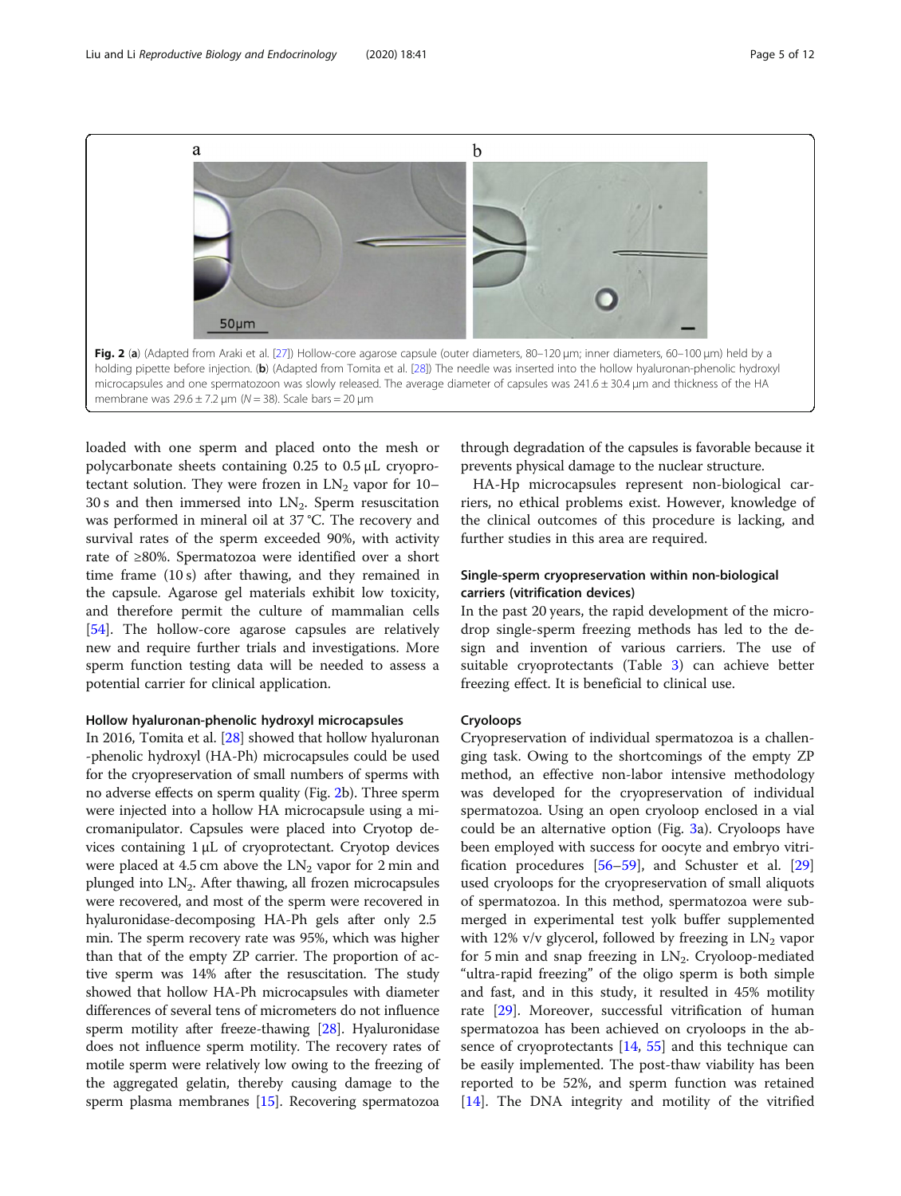Fig. 2 (a) (Adapted from Araki et al. [27]) Hollow-core agarose capsule (outer diameters, 80–120 μm; inner diameters, 60–100 μm) held by a holding pipette before injection. (b) (Adapted from Tomita et al. [28]) The needle was inserted into the hollow hyaluronan-phenolic hydroxyl microcapsules and one spermatozoon was slowly released. The average diameter of capsules was 241.6 ± 30.4 μm and thickness of the HA membrane was 29.6 ± 7.2 μm (N = 38). Scale bars = 20 μm

loaded with one sperm and placed onto the mesh or polycarbonate sheets containing 0.25 to 0.5 μL cryoprotectant solution. They were frozen in $LN_2$ vapor for 10–30 s and then immersed into $LN_2$. Sperm resuscitation was performed in mineral oil at 37 °C. The recovery and survival rates of the sperm exceeded 90%, with activity rate of ≥80%. Spermatozoa were identified over a short time frame (10 s) after thawing, and they remained in the capsule. Agarose gel materials exhibit low toxicity, and therefore permit the culture of mammalian cells [54]. The hollow-core agarose capsules are relatively new and require further trials and investigations. More sperm function testing data will be needed to assess a potential carrier for clinical application.

#### Hollow hyaluronan-phenolic hydroxyl microcapsules

In 2016, Tomita et al. [28] showed that hollow hyaluronan-phenolic hydroxyl (HA-Ph) microcapsules could be used for the cryopreservation of small numbers of sperms with no adverse effects on sperm quality (Fig. 2b). Three sperm were injected into a hollow HA microcapsule using a micromanipulator. Capsules were placed into Cryotop devices containing 1 μL of cryoprotectant. Cryotop devices were placed at 4.5 cm above the $LN_2$ vapor for 2 min and plunged into $LN_2$. After thawing, all frozen microcapsules were recovered, and most of the sperm were recovered in hyaluronidase-decomposing HA-Ph gels after only 2.5 min. The sperm recovery rate was 95%, which was higher than that of the empty ZP carrier. The proportion of active sperm was 14% after the resuscitation. The study showed that hollow HA-Ph microcapsules with diameter differences of several tens of micrometers do not influence sperm motility after freeze-thawing [28]. Hyaluronidase does not influence sperm motility. The recovery rates of motile sperm were relatively low owing to the freezing of the aggregated gelatin, thereby causing damage to the sperm plasma membranes [15]. Recovering spermatozoa through degradation of the capsules is favorable because it prevents physical damage to the nuclear structure.

HA-Hp microcapsules represent non-biological carriers, no ethical problems exist. However, knowledge of the clinical outcomes of this procedure is lacking, and further studies in this area are required.

### Single-sperm cryopreservation within non-biological carriers (vitrification devices)

In the past 20 years, the rapid development of the micro-drop single-sperm freezing methods has led to the design and invention of various carriers. The use of suitable cryoprotectants (Table 3) can achieve better freezing effect. It is beneficial to clinical use.

#### Cryoloops

Cryopreservation of individual spermatozoa is a challenging task. Owing to the shortcomings of the empty ZP method, an effective non-labor intensive methodology was developed for the cryopreservation of individual spermatozoa. Using an open cryoloop enclosed in a vial could be an alternative option (Fig. 3a). Cryoloops have been employed with success for oocyte and embryo vitrification procedures [56–59], and Schuster et al. [29] used cryoloops for the cryopreservation of small aliquots of spermatozoa. In this method, spermatozoa were submerged in experimental test yolk buffer supplemented with 12% v/v glycerol, followed by freezing in $LN_2$ vapor for 5 min and snap freezing in $LN_2$. Cryoloop-mediated "ultra-rapid freezing" of the oligo sperm is both simple and fast, and in this study, it resulted in 45% motility rate [29]. Moreover, successful vitrification of human spermatozoa has been achieved on cryoloops in the absence of cryoprotectants [14, 55] and this technique can be easily implemented. The post-thaw viability has been reported to be 52%, and sperm function was retained [14]. The DNA integrity and motility of the vitrified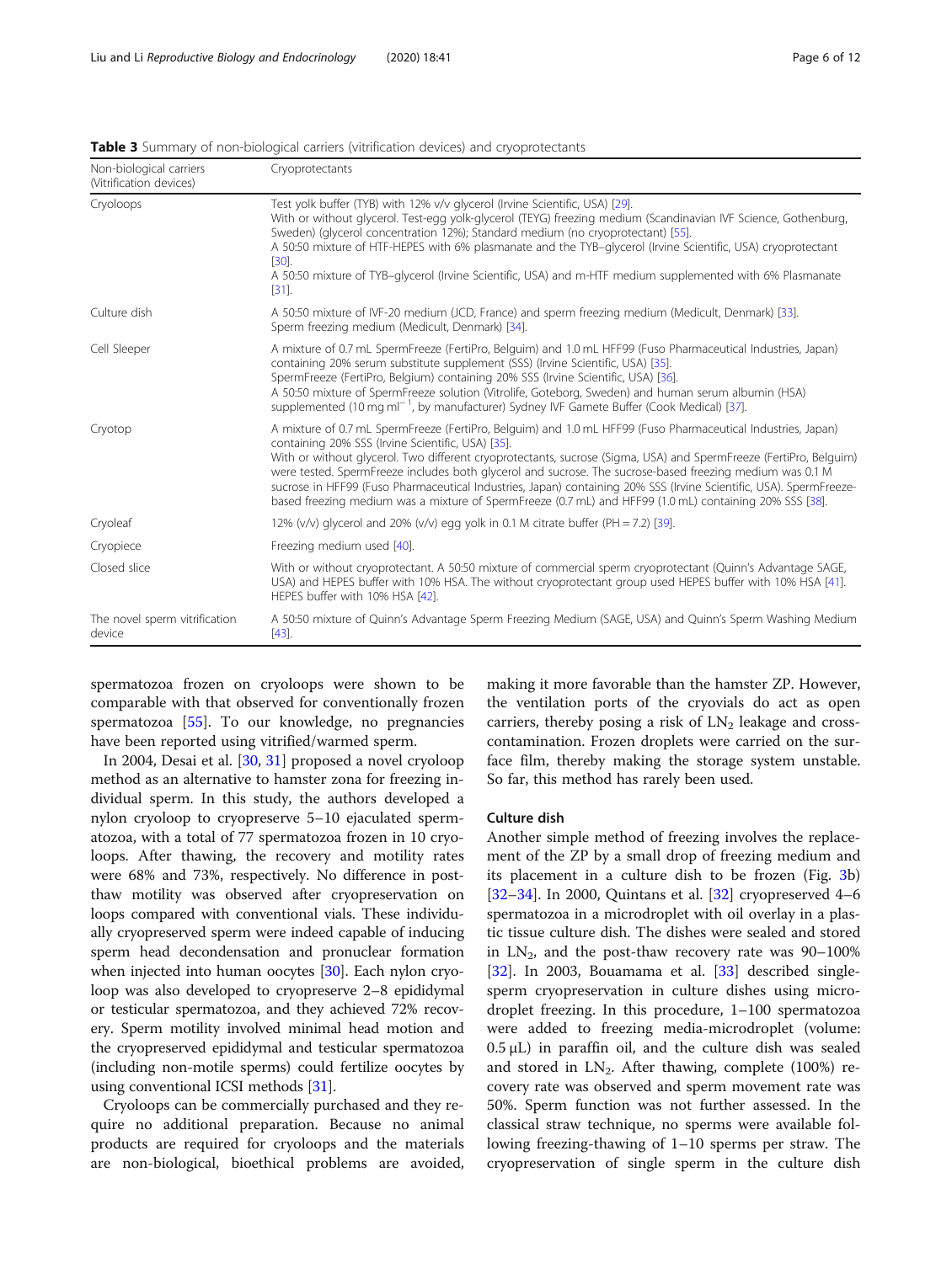**Table 3** Summary of non-biological carriers (vitrification devices) and cryoprotectants

| Non-biological carriers (Vitrification devices) | Cryoprotectants |
|---|---|
| Cryoloops | Test yolk buffer (TYB) with 12% v/v glycerol (Irvine Scientific, USA) [29]. With or without glycerol. Test-egg yolk-glycerol (TEYG) freezing medium (Scandinavian IVF Science, Gothenburg, Sweden) (glycerol concentration 12%); Standard medium (no cryoprotectant) [55]. A 50:50 mixture of HTF-HEPES with 6% plasmanate and the TYB–glycerol (Irvine Scientific, USA) cryoprotectant [30]. A 50:50 mixture of TYB–glycerol (Irvine Scientific, USA) and m-HTF medium supplemented with 6% Plasmanate [31]. |
| Culture dish | A 50:50 mixture of IVF-20 medium (JCD, France) and sperm freezing medium (Medicult, Denmark) [33]. Sperm freezing medium (Medicult, Denmark) [34]. |
| Cell Sleeper | A mixture of 0.7 mL SpermFreeze (FertiPro, Belguim) and 1.0 mL HFF99 (Fuso Pharmaceutical Industries, Japan) containing 20% serum substitute supplement (SSS) (Irvine Scientific, USA) [35]. SpermFreeze (FertiPro, Belgium) containing 20% SSS (Irvine Scientific, USA) [36]. A 50:50 mixture of SpermFreeze solution (Vitrolife, Goteborg, Sweden) and human serum albumin (HSA) supplemented (10 mg $ml^{-1}$, by manufacturer) Sydney IVF Gamete Buffer (Cook Medical) [37]. |
| Cryotop | A mixture of 0.7 mL SpermFreeze (FertiPro, Belguim) and 1.0 mL HFF99 (Fuso Pharmaceutical Industries, Japan) containing 20% SSS (Irvine Scientific, USA) [35]. With or without glycerol. Two different cryoprotectants, sucrose (Sigma, USA) and SpermFreeze (FertiPro, Belguim) were tested. SpermFreeze includes both glycerol and sucrose. The sucrose-based freezing medium was 0.1 M sucrose in HFF99 (Fuso Pharmaceutical Industries, Japan) containing 20% SSS (Irvine Scientific, USA). SpermFreeze-based freezing medium was a mixture of SpermFreeze (0.7 mL) and HFF99 (1.0 mL) containing 20% SSS [38]. |
| Cryoleaf | 12% (v/v) glycerol and 20% (v/v) egg yolk in 0.1 M citrate buffer (PH = 7.2) [39]. |
| Cryopiece | Freezing medium used [40]. |
| Closed slice | With or without cryoprotectant. A 50:50 mixture of commercial sperm cryoprotectant (Quinn's Advantage SAGE, USA) and HEPES buffer with 10% HSA. The without cryoprotectant group used HEPES buffer with 10% HSA [41]. HEPES buffer with 10% HSA [42]. |
| The novel sperm vitrification device | A 50:50 mixture of Quinn's Advantage Sperm Freezing Medium (SAGE, USA) and Quinn's Sperm Washing Medium [43]. |

spermatozoa frozen on cryoloops were shown to be comparable with that observed for conventionally frozen spermatozoa [55]. To our knowledge, no pregnancies have been reported using vitrified/warmed sperm.

In 2004, Desai et al. [30, 31] proposed a novel cryoloop method as an alternative to hamster zona for freezing individual sperm. In this study, the authors developed a nylon cryoloop to cryopreserve 5–10 ejaculated spermatozoa, with a total of 77 spermatozoa frozen in 10 cryoloops. After thawing, the recovery and motility rates were 68% and 73%, respectively. No difference in post-thaw motility was observed after cryopreservation on loops compared with conventional vials. These individually cryopreserved sperm were indeed capable of inducing sperm head decondensation and pronuclear formation when injected into human oocytes [30]. Each nylon cryoloop was also developed to cryopreserve 2–8 epididymal or testicular spermatozoa, and they achieved 72% recovery. Sperm motility involved minimal head motion and the cryopreserved epididymal and testicular spermatozoa (including non-motile sperms) could fertilize oocytes by using conventional ICSI methods [31].

Cryoloops can be commercially purchased and they require no additional preparation. Because no animal products are required for cryoloops and the materials are non-biological, bioethical problems are avoided, making it more favorable than the hamster ZP. However, the ventilation ports of the cryovials do act as open carriers, thereby posing a risk of $LN_2$ leakage and cross-contamination. Frozen droplets were carried on the surface film, thereby making the storage system unstable. So far, this method has rarely been used.

#### Culture dish

Another simple method of freezing involves the replacement of the ZP by a small drop of freezing medium and its placement in a culture dish to be frozen (Fig. 3b) [32–34]. In 2000, Quintans et al. [32] cryopreserved 4–6 spermatozoa in a microdroplet with oil overlay in a plastic tissue culture dish. The dishes were sealed and stored in $LN_2$, and the post-thaw recovery rate was 90–100% [32]. In 2003, Bouamama et al. [33] described single-sperm cryopreservation in culture dishes using microdroplet freezing. In this procedure, 1–100 spermatozoa were added to freezing media-microdroplet (volume: 0.5 μL) in paraffin oil, and the culture dish was sealed and stored in $LN_2$. After thawing, complete (100%) recovery rate was observed and sperm movement rate was 50%. Sperm function was not further assessed. In the classical straw technique, no sperms were available following freezing-thawing of 1–10 sperms per straw. The cryopreservation of single sperm in the culture dish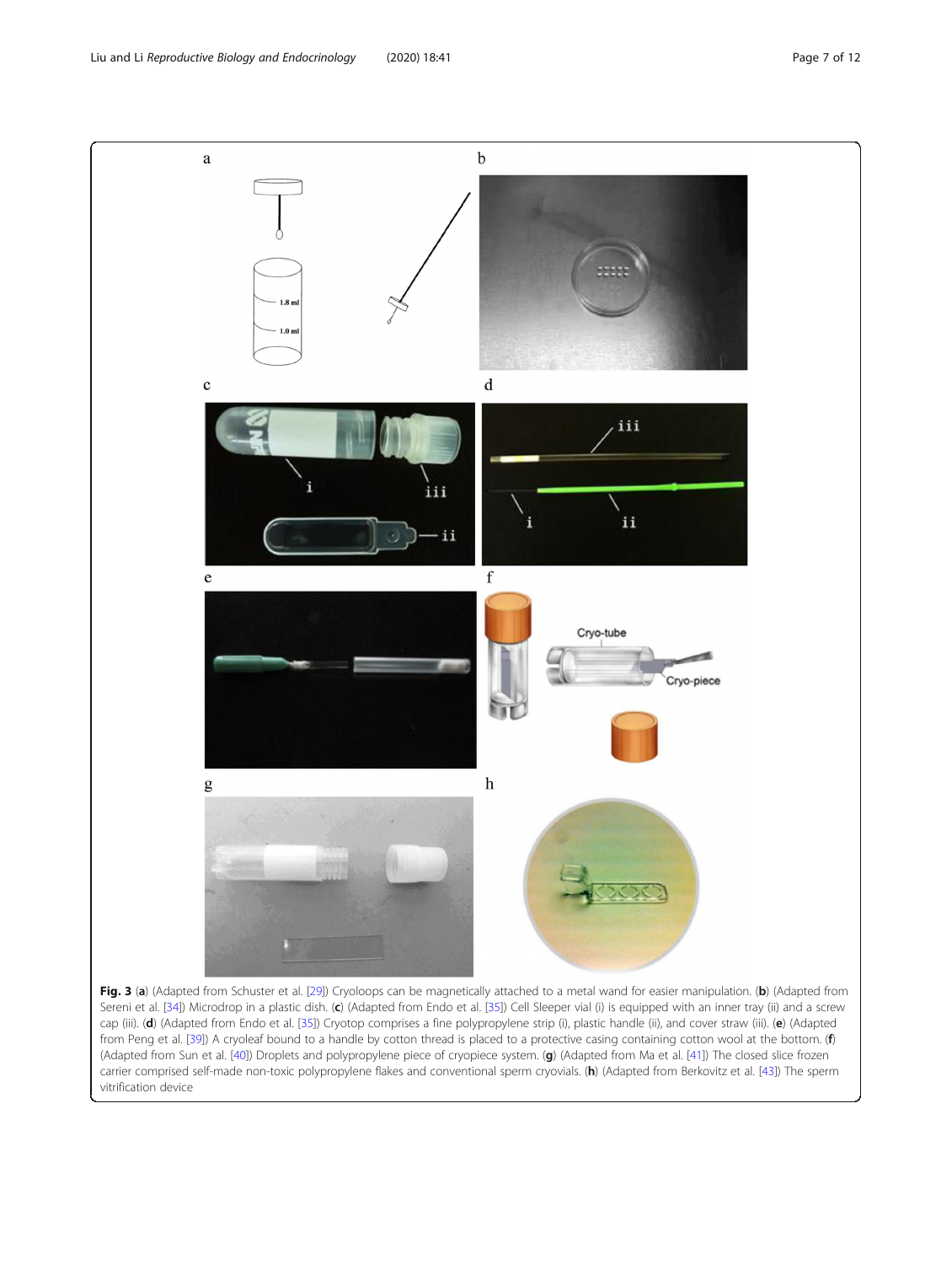**Fig. 3** (**a**) (Adapted from Schuster et al. [29]) Cryoloops can be magnetically attached to a metal wand for easier manipulation. (**b**) (Adapted from Sereni et al. [34]) Microdrop in a plastic dish. (**c**) (Adapted from Endo et al. [35]) Cell Sleeper vial (i) is equipped with an inner tray (ii) and a screw cap (iii). (**d**) (Adapted from Endo et al. [35]) Cryotop comprises a fine polypropylene strip (i), plastic handle (ii), and cover straw (iii). (**e**) (Adapted from Peng et al. [39]) A cryoleaf bound to a handle by cotton thread is placed to a protective casing containing cotton wool at the bottom. (**f**) (Adapted from Sun et al. [40]) Droplets and polypropylene piece of cryopiece system. (**g**) (Adapted from Ma et al. [41]) The closed slice frozen carrier comprised self-made non-toxic polypropylene flakes and conventional sperm cryovials. (**h**) (Adapted from Berkovitz et al. [43]) The sperm vitrification device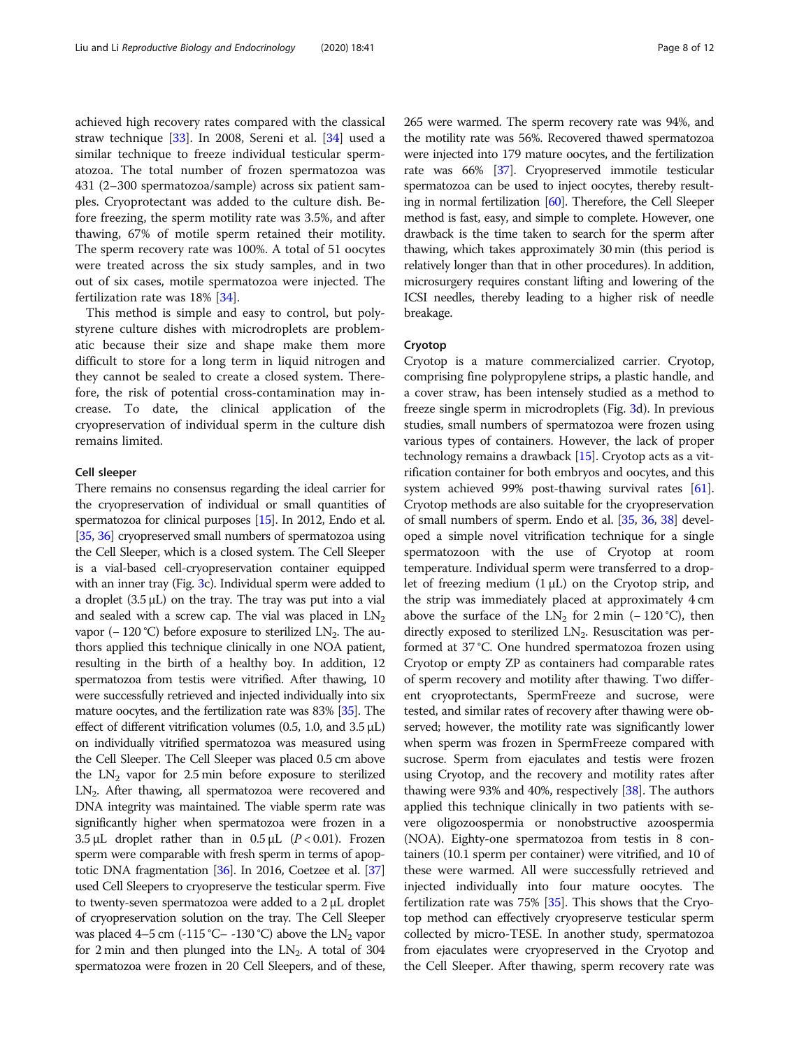achieved high recovery rates compared with the classical straw technique [33]. In 2008, Sereni et al. [34] used a similar technique to freeze individual testicular spermatozoa. The total number of frozen spermatozoa was 431 (2–300 spermatozoa/sample) across six patient samples. Cryoprotectant was added to the culture dish. Before freezing, the sperm motility rate was 3.5%, and after thawing, 67% of motile sperm retained their motility. The sperm recovery rate was 100%. A total of 51 oocytes were treated across the six study samples, and in two out of six cases, motile spermatozoa were injected. The fertilization rate was 18% [34].

This method is simple and easy to control, but polystyrene culture dishes with microdroplets are problematic because their size and shape make them more difficult to store for a long term in liquid nitrogen and they cannot be sealed to create a closed system. Therefore, the risk of potential cross-contamination may increase. To date, the clinical application of the cryopreservation of individual sperm in the culture dish remains limited.

### Cell sleeper

There remains no consensus regarding the ideal carrier for the cryopreservation of individual or small quantities of spermatozoa for clinical purposes [15]. In 2012, Endo et al. [35, 36] cryopreserved small numbers of spermatozoa using the Cell Sleeper, which is a closed system. The Cell Sleeper is a vial-based cell-cryopreservation container equipped with an inner tray (Fig. 3c). Individual sperm were added to a droplet (3.5 μL) on the tray. The tray was put into a vial and sealed with a screw cap. The vial was placed in $LN_2$ vapor (− 120 °C) before exposure to sterilized $LN_2$. The authors applied this technique clinically in one NOA patient, resulting in the birth of a healthy boy. In addition, 12 spermatozoa from testis were vitrified. After thawing, 10 were successfully retrieved and injected individually into six mature oocytes, and the fertilization rate was 83% [35]. The effect of different vitrification volumes (0.5, 1.0, and 3.5 μL) on individually vitrified spermatozoa was measured using the Cell Sleeper. The Cell Sleeper was placed 0.5 cm above the $LN_2$ vapor for 2.5 min before exposure to sterilized $LN_2$. After thawing, all spermatozoa were recovered and DNA integrity was maintained. The viable sperm rate was significantly higher when spermatozoa were frozen in a 3.5 μL droplet rather than in 0.5 μL ($P < 0.01$). Frozen sperm were comparable with fresh sperm in terms of apoptotic DNA fragmentation [36]. In 2016, Coetzee et al. [37] used Cell Sleepers to cryopreserve the testicular sperm. Five to twenty-seven spermatozoa were added to a 2 μL droplet of cryopreservation solution on the tray. The Cell Sleeper was placed 4–5 cm (-115 °C– -130 °C) above the $LN_2$ vapor for 2 min and then plunged into the $LN_2$. A total of 304 spermatozoa were frozen in 20 Cell Sleepers, and of these, 265 were warmed. The sperm recovery rate was 94%, and the motility rate was 56%. Recovered thawed spermatozoa were injected into 179 mature oocytes, and the fertilization rate was 66% [37]. Cryopreserved immotile testicular spermatozoa can be used to inject oocytes, thereby resulting in normal fertilization [60]. Therefore, the Cell Sleeper method is fast, easy, and simple to complete. However, one drawback is the time taken to search for the sperm after thawing, which takes approximately 30 min (this period is relatively longer than that in other procedures). In addition, microsurgery requires constant lifting and lowering of the ICSI needles, thereby leading to a higher risk of needle breakage.

### Cryotop

Cryotop is a mature commercialized carrier. Cryotop, comprising fine polypropylene strips, a plastic handle, and a cover straw, has been intensely studied as a method to freeze single sperm in microdroplets (Fig. 3d). In previous studies, small numbers of spermatozoa were frozen using various types of containers. However, the lack of proper technology remains a drawback [15]. Cryotop acts as a vitrification container for both embryos and oocytes, and this system achieved 99% post-thawing survival rates [61]. Cryotop methods are also suitable for the cryopreservation of small numbers of sperm. Endo et al. [35, 36, 38] developed a simple novel vitrification technique for a single spermatozoon with the use of Cryotop at room temperature. Individual sperm were transferred to a droplet of freezing medium (1 μL) on the Cryotop strip, and the strip was immediately placed at approximately 4 cm above the surface of the $LN_2$ for 2 min (− 120 °C), then directly exposed to sterilized $LN_2$. Resuscitation was performed at 37 °C. One hundred spermatozoa frozen using Cryotop or empty ZP as containers had comparable rates of sperm recovery and motility after thawing. Two different cryoprotectants, SpermFreeze and sucrose, were tested, and similar rates of recovery after thawing were observed; however, the motility rate was significantly lower when sperm was frozen in SpermFreeze compared with sucrose. Sperm from ejaculates and testis were frozen using Cryotop, and the recovery and motility rates after thawing were 93% and 40%, respectively [38]. The authors applied this technique clinically in two patients with severe oligozoospermia or nonobstructive azoospermia (NOA). Eighty-one spermatozoa from testis in 8 containers (10.1 sperm per container) were vitrified, and 10 of these were warmed. All were successfully retrieved and injected individually into four mature oocytes. The fertilization rate was 75% [35]. This shows that the Cryotop method can effectively cryopreserve testicular sperm collected by micro-TESE. In another study, spermatozoa from ejaculates were cryopreserved in the Cryotop and the Cell Sleeper. After thawing, sperm recovery rate was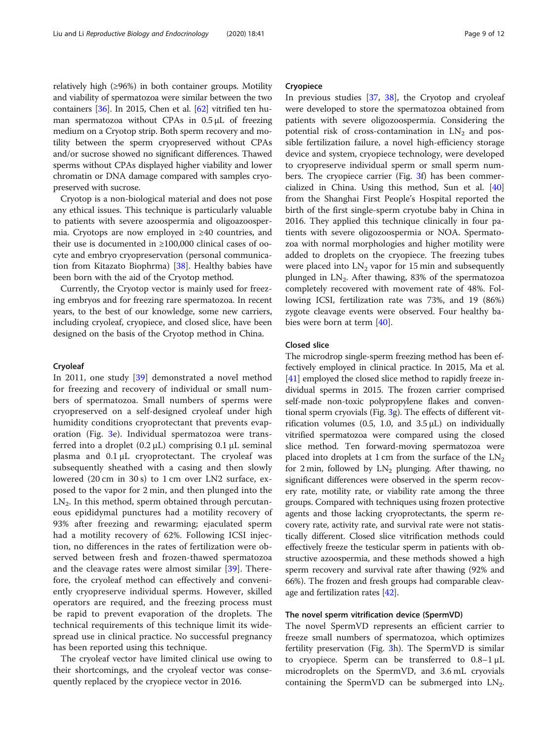relatively high (≥96%) in both container groups. Motility and viability of spermatozoa were similar between the two containers [36]. In 2015, Chen et al. [62] vitrified ten human spermatozoa without CPAs in 0.5 μL of freezing medium on a Cryotop strip. Both sperm recovery and motility between the sperm cryopreserved without CPAs and/or sucrose showed no significant differences. Thawed sperms without CPAs displayed higher viability and lower chromatin or DNA damage compared with samples cryopreserved with sucrose.

Cryotop is a non-biological material and does not pose any ethical issues. This technique is particularly valuable to patients with severe azoospermia and oligoazoospermia. Cryotops are now employed in ≥40 countries, and their use is documented in ≥100,000 clinical cases of oocyte and embryo cryopreservation (personal communication from Kitazato Biophrma) [38]. Healthy babies have been born with the aid of the Cryotop method.

Currently, the Cryotop vector is mainly used for freezing embryos and for freezing rare spermatozoa. In recent years, to the best of our knowledge, some new carriers, including cryoleaf, cryopiece, and closed slice, have been designed on the basis of the Cryotop method in China.

#### Cryoleaf

In 2011, one study [39] demonstrated a novel method for freezing and recovery of individual or small numbers of spermatozoa. Small numbers of sperms were cryopreserved on a self-designed cryoleaf under high humidity conditions cryoprotectant that prevents evaporation (Fig. 3e). Individual spermatozoa were transferred into a droplet (0.2 μL) comprising 0.1 μL seminal plasma and 0.1 μL cryoprotectant. The cryoleaf was subsequently sheathed with a casing and then slowly lowered (20 cm in 30 s) to 1 cm over LN2 surface, exposed to the vapor for 2 min, and then plunged into the $LN_2$. In this method, sperm obtained through percutaneous epididymal punctures had a motility recovery of 93% after freezing and rewarming; ejaculated sperm had a motility recovery of 62%. Following ICSI injection, no differences in the rates of fertilization were observed between fresh and frozen-thawed spermatozoa and the cleavage rates were almost similar [39]. Therefore, the cryoleaf method can effectively and conveniently cryopreserve individual sperms. However, skilled operators are required, and the freezing process must be rapid to prevent evaporation of the droplets. The technical requirements of this technique limit its widespread use in clinical practice. No successful pregnancy has been reported using this technique.

The cryoleaf vector have limited clinical use owing to their shortcomings, and the cryoleaf vector was consequently replaced by the cryopiece vector in 2016.

#### Cryopiece

In previous studies [37, 38], the Cryotop and cryoleaf were developed to store the spermatozoa obtained from patients with severe oligozoospermia. Considering the potential risk of cross-contamination in $LN_2$ and possible fertilization failure, a novel high-efficiency storage device and system, cryopiece technology, were developed to cryopreserve individual sperm or small sperm numbers. The cryopiece carrier (Fig. 3f) has been commercialized in China. Using this method, Sun et al. [40] from the Shanghai First People's Hospital reported the birth of the first single-sperm cryotube baby in China in 2016. They applied this technique clinically in four patients with severe oligozoospermia or NOA. Spermatozoa with normal morphologies and higher motility were added to droplets on the cryopiece. The freezing tubes were placed into $LN_2$ vapor for 15 min and subsequently plunged in $LN_2$. After thawing, 83% of the spermatozoa completely recovered with movement rate of 48%. Following ICSI, fertilization rate was 73%, and 19 (86%) zygote cleavage events were observed. Four healthy babies were born at term [40].

#### Closed slice

The microdrop single-sperm freezing method has been effectively employed in clinical practice. In 2015, Ma et al. [41] employed the closed slice method to rapidly freeze individual sperms in 2015. The frozen carrier comprised self-made non-toxic polypropylene flakes and conventional sperm cryovials (Fig. 3g). The effects of different vitrification volumes (0.5, 1.0, and 3.5 μL) on individually vitrified spermatozoa were compared using the closed slice method. Ten forward-moving spermatozoa were placed into droplets at 1 cm from the surface of the $LN_2$ for 2 min, followed by $LN_2$ plunging. After thawing, no significant differences were observed in the sperm recovery rate, motility rate, or viability rate among the three groups. Compared with techniques using frozen protective agents and those lacking cryoprotectants, the sperm recovery rate, activity rate, and survival rate were not statistically different. Closed slice vitrification methods could effectively freeze the testicular sperm in patients with obstructive azoospermia, and these methods showed a high sperm recovery and survival rate after thawing (92% and 66%). The frozen and fresh groups had comparable cleavage and fertilization rates [42].

#### The novel sperm vitrification device (SpermVD)

The novel SpermVD represents an efficient carrier to freeze small numbers of spermatozoa, which optimizes fertility preservation (Fig. 3h). The SpermVD is similar to cryopiece. Sperm can be transferred to 0.8–1 μL microdroplets on the SpermVD, and 3.6 mL cryovials containing the SpermVD can be submerged into $LN_2$.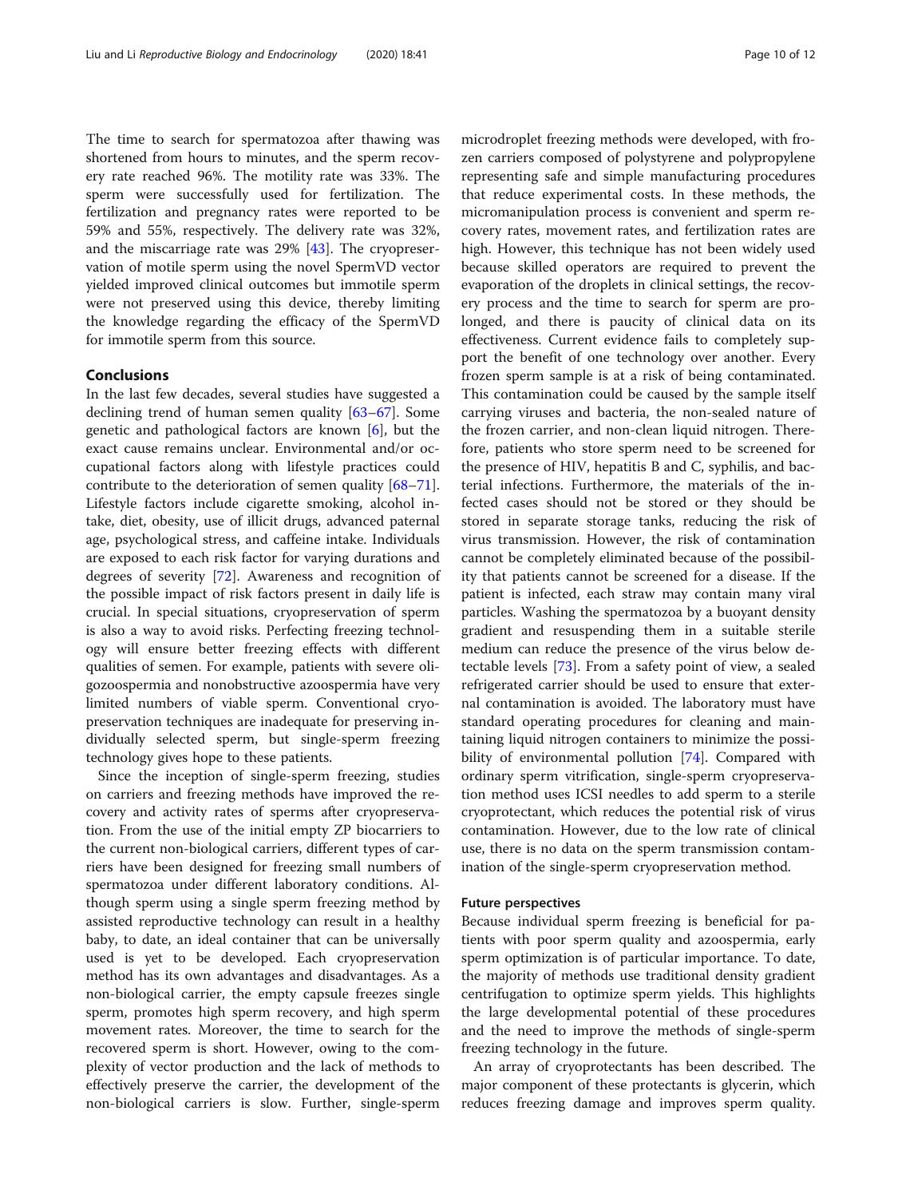The time to search for spermatozoa after thawing was shortened from hours to minutes, and the sperm recovery rate reached 96%. The motility rate was 33%. The sperm were successfully used for fertilization. The fertilization and pregnancy rates were reported to be 59% and 55%, respectively. The delivery rate was 32%, and the miscarriage rate was 29% [43]. The cryopreservation of motile sperm using the novel SpermVD vector yielded improved clinical outcomes but immotile sperm were not preserved using this device, thereby limiting the knowledge regarding the efficacy of the SpermVD for immotile sperm from this source.

## Conclusions

In the last few decades, several studies have suggested a declining trend of human semen quality [63–67]. Some genetic and pathological factors are known [6], but the exact cause remains unclear. Environmental and/or occupational factors along with lifestyle practices could contribute to the deterioration of semen quality [68–71]. Lifestyle factors include cigarette smoking, alcohol intake, diet, obesity, use of illicit drugs, advanced paternal age, psychological stress, and caffeine intake. Individuals are exposed to each risk factor for varying durations and degrees of severity [72]. Awareness and recognition of the possible impact of risk factors present in daily life is crucial. In special situations, cryopreservation of sperm is also a way to avoid risks. Perfecting freezing technology will ensure better freezing effects with different qualities of semen. For example, patients with severe oligozoospermia and nonobstructive azoospermia have very limited numbers of viable sperm. Conventional cryopreservation techniques are inadequate for preserving individually selected sperm, but single-sperm freezing technology gives hope to these patients.

Since the inception of single-sperm freezing, studies on carriers and freezing methods have improved the recovery and activity rates of sperms after cryopreservation. From the use of the initial empty ZP biocarriers to the current non-biological carriers, different types of carriers have been designed for freezing small numbers of spermatozoa under different laboratory conditions. Although sperm using a single sperm freezing method by assisted reproductive technology can result in a healthy baby, to date, an ideal container that can be universally used is yet to be developed. Each cryopreservation method has its own advantages and disadvantages. As a non-biological carrier, the empty capsule freezes single sperm, promotes high sperm recovery, and high sperm movement rates. Moreover, the time to search for the recovered sperm is short. However, owing to the complexity of vector production and the lack of methods to effectively preserve the carrier, the development of the non-biological carriers is slow. Further, single-sperm microdroplet freezing methods were developed, with frozen carriers composed of polystyrene and polypropylene representing safe and simple manufacturing procedures that reduce experimental costs. In these methods, the micromanipulation process is convenient and sperm recovery rates, movement rates, and fertilization rates are high. However, this technique has not been widely used because skilled operators are required to prevent the evaporation of the droplets in clinical settings, the recovery process and the time to search for sperm are prolonged, and there is paucity of clinical data on its effectiveness. Current evidence fails to completely support the benefit of one technology over another. Every frozen sperm sample is at a risk of being contaminated. This contamination could be caused by the sample itself carrying viruses and bacteria, the non-sealed nature of the frozen carrier, and non-clean liquid nitrogen. Therefore, patients who store sperm need to be screened for the presence of HIV, hepatitis B and C, syphilis, and bacterial infections. Furthermore, the materials of the infected cases should not be stored or they should be stored in separate storage tanks, reducing the risk of virus transmission. However, the risk of contamination cannot be completely eliminated because of the possibility that patients cannot be screened for a disease. If the patient is infected, each straw may contain many viral particles. Washing the spermatozoa by a buoyant density gradient and resuspending them in a suitable sterile medium can reduce the presence of the virus below detectable levels [73]. From a safety point of view, a sealed refrigerated carrier should be used to ensure that external contamination is avoided. The laboratory must have standard operating procedures for cleaning and maintaining liquid nitrogen containers to minimize the possibility of environmental pollution [74]. Compared with ordinary sperm vitrification, single-sperm cryopreservation method uses ICSI needles to add sperm to a sterile cryoprotectant, which reduces the potential risk of virus contamination. However, due to the low rate of clinical use, there is no data on the sperm transmission contamination of the single-sperm cryopreservation method.

### Future perspectives

Because individual sperm freezing is beneficial for patients with poor sperm quality and azoospermia, early sperm optimization is of particular importance. To date, the majority of methods use traditional density gradient centrifugation to optimize sperm yields. This highlights the large developmental potential of these procedures and the need to improve the methods of single-sperm freezing technology in the future.

An array of cryoprotectants has been described. The major component of these protectants is glycerin, which reduces freezing damage and improves sperm quality.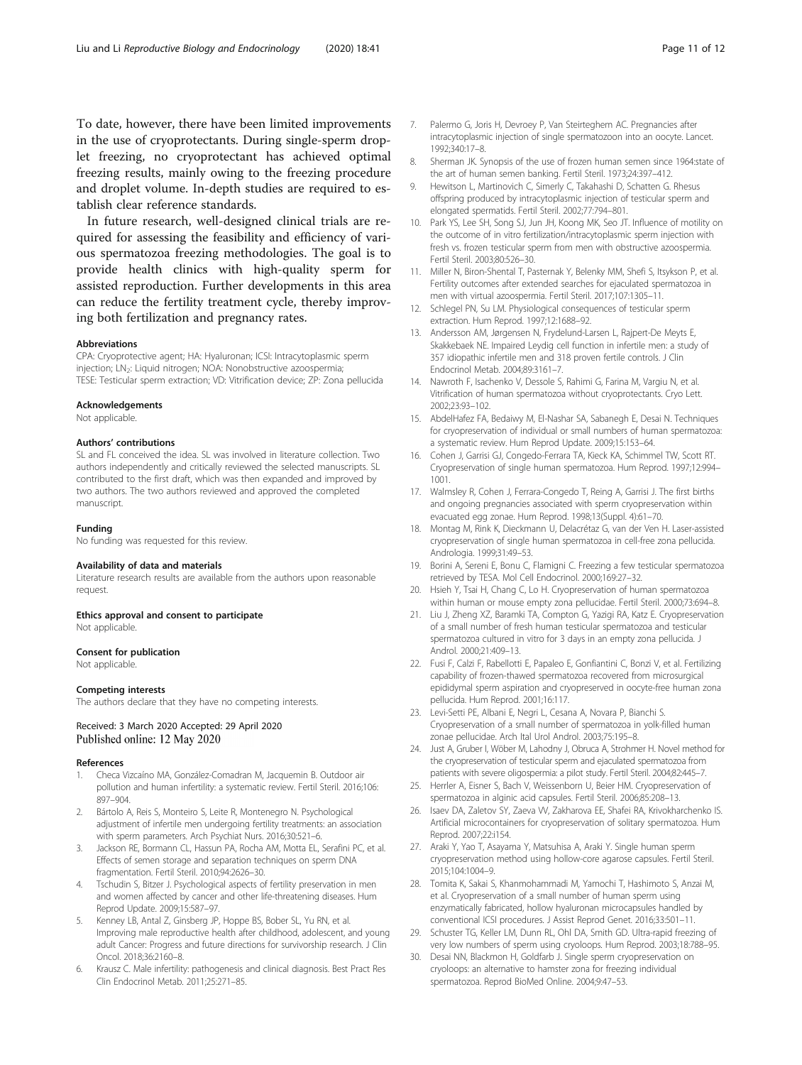To date, however, there have been limited improvements in the use of cryoprotectants. During single-sperm droplet freezing, no cryoprotectant has achieved optimal freezing results, mainly owing to the freezing procedure and droplet volume. In-depth studies are required to establish clear reference standards.

In future research, well-designed clinical trials are required for assessing the feasibility and efficiency of various spermatozoa freezing methodologies. The goal is to provide health clinics with high-quality sperm for assisted reproduction. Further developments in this area can reduce the fertility treatment cycle, thereby improving both fertilization and pregnancy rates.

#### Abbreviations

CPA: Cryoprotective agent; HA: Hyaluronan; ICSI: Intracytoplasmic sperm injection; $LN_2$: Liquid nitrogen; NOA: Nonobstructive azoospermia; TESE: Testicular sperm extraction; VD: Vitrification device; ZP: Zona pellucida

#### Acknowledgements

Not applicable.

#### Authors' contributions

SL and FL conceived the idea. SL was involved in literature collection. Two authors independently and critically reviewed the selected manuscripts. SL contributed to the first draft, which was then expanded and improved by two authors. The two authors reviewed and approved the completed manuscript.

#### Funding

No funding was requested for this review.

#### Availability of data and materials

Literature research results are available from the authors upon reasonable request.

#### Ethics approval and consent to participate

Not applicable.

#### Consent for publication

Not applicable.

#### Competing interests

The authors declare that they have no competing interests.

Received: 3 March 2020 Accepted: 29 April 2020
Published online: 12 May 2020

#### References

1. Checa Vizcaíno MA, González-Comadran M, Jacquemin B. Outdoor air pollution and human infertility: a systematic review. Fertil Steril. 2016;106:897–904.
2. Bártolo A, Reis S, Monteiro S, Leite R, Montenegro N. Psychological adjustment of infertile men undergoing fertility treatments: an association with sperm parameters. Arch Psychiat Nurs. 2016;30:521–6.
3. Jackson RE, Bormann CL, Hassun PA, Rocha AM, Motta EL, Serafini PC, et al. Effects of semen storage and separation techniques on sperm DNA fragmentation. Fertil Steril. 2010;94:2626–30.
4. Tschudin S, Bitzer J. Psychological aspects of fertility preservation in men and women affected by cancer and other life-threatening diseases. Hum Reprod Update. 2009;15:587–97.
5. Kenney LB, Antal Z, Ginsberg JP, Hoppe BS, Bober SL, Yu RN, et al. Improving male reproductive health after childhood, adolescent, and young adult Cancer: Progress and future directions for survivorship research. J Clin Oncol. 2018;36:2160–8.
6. Krausz C. Male infertility: pathogenesis and clinical diagnosis. Best Pract Res Clin Endocrinol Metab. 2011;25:271–85.
7. Palermo G, Joris H, Devroey P, Van Steirteghem AC. Pregnancies after intracytoplasmic injection of single spermatozoon into an oocyte. Lancet. 1992;340:17–8.
8. Sherman JK. Synopsis of the use of frozen human semen since 1964:state of the art of human semen banking. Fertil Steril. 1973;24:397–412.
9. Hewitson L, Martinovich C, Simerly C, Takahashi D, Schatten G. Rhesus offspring produced by intracytoplasmic injection of testicular sperm and elongated spermatids. Fertil Steril. 2002;77:794–801.
10. Park YS, Lee SH, Song SJ, Jun JH, Koong MK, Seo JT. Influence of motility on the outcome of in vitro fertilization/intracytoplasmic sperm injection with fresh vs. frozen testicular sperm from men with obstructive azoospermia. Fertil Steril. 2003;80:526–30.
11. Miller N, Biron-Shental T, Pasternak Y, Belenky MM, Shefi S, Itsykson P, et al. Fertility outcomes after extended searches for ejaculated spermatozoa in men with virtual azoospermia. Fertil Steril. 2017;107:1305–11.
12. Schlegel PN, Su LM. Physiological consequences of testicular sperm extraction. Hum Reprod. 1997;12:1688–92.
13. Andersson AM, Jørgensen N, Frydelund-Larsen L, Rajpert-De Meyts E, Skakkebaek NE. Impaired Leydig cell function in infertile men: a study of 357 idiopathic infertile men and 318 proven fertile controls. J Clin Endocrinol Metab. 2004;89:3161–7.
14. Nawroth F, Isachenko V, Dessole S, Rahimi G, Farina M, Vargiu N, et al. Vitrification of human spermatozoa without cryoprotectants. Cryo Lett. 2002;23:93–102.
15. AbdelHafez FA, Bedaiwy M, El-Nashar SA, Sabanegh E, Desai N. Techniques for cryopreservation of individual or small numbers of human spermatozoa: a systematic review. Hum Reprod Update. 2009;15:153–64.
16. Cohen J, Garrisi GJ, Congedo-Ferrara TA, Kieck KA, Schimmel TW, Scott RT. Cryopreservation of single human spermatozoa. Hum Reprod. 1997;12:994–1001.
17. Walmsley R, Cohen J, Ferrara-Congedo T, Reing A, Garrisi J. The first births and ongoing pregnancies associated with sperm cryopreservation within evacuated egg zonae. Hum Reprod. 1998;13(Suppl. 4):61–70.
18. Montag M, Rink K, Dieckmann U, Delacrétaz G, van der Ven H. Laser-assisted cryopreservation of single human spermatozoa in cell-free zona pellucida. Andrologia. 1999;31:49–53.
19. Borini A, Sereni E, Bonu C, Flamigni C. Freezing a few testicular spermatozoa retrieved by TESA. Mol Cell Endocrinol. 2000;169:27–32.
20. Hsieh Y, Tsai H, Chang C, Lo H. Cryopreservation of human spermatozoa within human or mouse empty zona pellucidae. Fertil Steril. 2000;73:694–8.
21. Liu J, Zheng XZ, Baramki TA, Compton G, Yazigi RA, Katz E. Cryopreservation of a small number of fresh human testicular spermatozoa and testicular spermatozoa cultured in vitro for 3 days in an empty zona pellucida. J Androl. 2000;21:409–13.
22. Fusi F, Calzi F, Rabellotti E, Papaleo E, Gonfiantini C, Bonzi V, et al. Fertilizing capability of frozen-thawed spermatozoa recovered from microsurgical epididymal sperm aspiration and cryopreserved in oocyte-free human zona pellucida. Hum Reprod. 2001;16:117.
23. Levi-Setti PE, Albani E, Negri L, Cesana A, Novara P, Bianchi S. Cryopreservation of a small number of spermatozoa in yolk-filled human zonae pellucidae. Arch Ital Urol Androl. 2003;75:195–8.
24. Just A, Gruber I, Wöber M, Lahodny J, Obruca A, Strohmer H. Novel method for the cryopreservation of testicular sperm and ejaculated spermatozoa from patients with severe oligospermia: a pilot study. Fertil Steril. 2004;82:445–7.
25. Herrler A, Eisner S, Bach V, Weissenborn U, Beier HM. Cryopreservation of spermatozoa in alginic acid capsules. Fertil Steril. 2006;85:208–13.
26. Isaev DA, Zaletov SY, Zaeva VV, Zakharova EE, Shafei RA, Krivokharchenko IS. Artificial microcontainers for cryopreservation of solitary spermatozoa. Hum Reprod. 2007;22:i154.
27. Araki Y, Yao T, Asayama Y, Matsuhisa A, Araki Y. Single human sperm cryopreservation method using hollow-core agarose capsules. Fertil Steril. 2015;104:1004–9.
28. Tomita K, Sakai S, Khanmohammadi M, Yamochi T, Hashimoto S, Anzai M, et al. Cryopreservation of a small number of human sperm using enzymatically fabricated, hollow hyaluronan microcapsules handled by conventional ICSI procedures. J Assist Reprod Genet. 2016;33:501–11.
29. Schuster TG, Keller LM, Dunn RL, Ohl DA, Smith GD. Ultra-rapid freezing of very low numbers of sperm using cryoloops. Hum Reprod. 2003;18:788–95.
30. Desai NN, Blackmon H, Goldfarb J. Single sperm cryopreservation on cryoloops: an alternative to hamster zona for freezing individual spermatozoa. Reprod BioMed Online. 2004;9:47–53.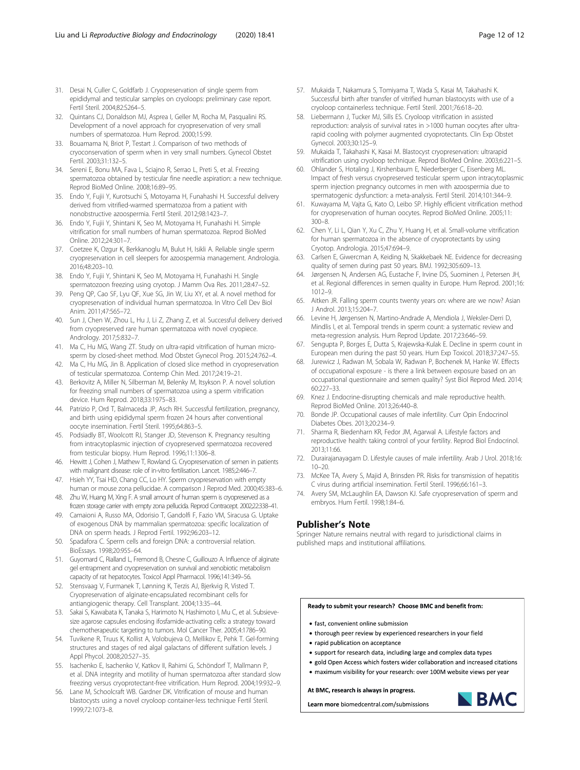31. Desai N, Culler C, Goldfarb J. Cryopreservation of single sperm from epididymal and testicular samples on cryoloops: preliminary case report. Fertil Steril. 2004;82:S264–5.
32. Quintans CJ, Donaldson MJ, Asprea I, Geller M, Rocha M, Pasqualini RS. Development of a novel approach for cryopreservation of very small numbers of spermatozoa. Hum Reprod. 2000;15:99.
33. Bouamama N, Briot P, Testart J. Comparison of two methods of cryoconservation of sperm when in very small numbers. Gynecol Obstet Fertil. 2003;31:132–5.
34. Sereni E, Bonu MA, Fava L, Sciajno R, Serrao L, Preti S, et al. Freezing spermatozoa obtained by testicular fine needle aspiration: a new technique. Reprod BioMed Online. 2008;16:89–95.
35. Endo Y, Fujii Y, Kurotsuchi S, Motoyama H, Funahashi H. Successful delivery derived from vitrified-warmed spermatozoa from a patient with nonobstructive azoospermia. Fertil Steril. 2012;98:1423–7.
36. Endo Y, Fujii Y, Shintani K, Seo M, Motoyama H, Funahashi H. Simple vitrification for small numbers of human spermatozoa. Reprod BioMed Online. 2012;24:301–7.
37. Coetzee K, Ozgur K, Berkkanoglu M, Bulut H, Isikli A. Reliable single sperm cryopreservation in cell sleepers for azoospermia management. Andrologia. 2016;48:203–10.
38. Endo Y, Fujii Y, Shintani K, Seo M, Motoyama H, Funahashi H. Single spermatozoon freezing using cryotop. J Mamm Ova Res. 2011;28:47–52.
39. Peng QP, Cao SF, Lyu QF, Xue SG, Jin W, Liu XY, et al. A novel method for cryopreservation of individual human spermatozoa. In Vitro Cell Dev Biol Anim. 2011;47:565–72.
40. Sun J, Chen W, Zhou L, Hu J, Li Z, Zhang Z, et al. Successful delivery derived from cryopreserved rare human spermatozoa with novel cryopiece. Andrology. 2017;5:832–7.
41. Ma C, Hu MG, Wang ZT. Study on ultra-rapid vitrification of human micro-sperm by closed-sheet method. Mod Obstet Gynecol Prog. 2015;24:762–4.
42. Ma C, Hu MG, Jin B. Application of closed slice method in cryopreservation of testicular spermatozoa. Contemp Chin Med. 2017;24:19–21.
43. Berkovitz A, Miller N, Silberman M, Belenky M, Itsykson P. A novel solution for freezing small numbers of spermatozoa using a sperm vitrification device. Hum Reprod. 2018;33:1975–83.
44. Patrizio P, Ord T, Balmaceda JP, Asch RH. Successful fertilization, pregnancy, and birth using epididymal sperm frozen 24 hours after conventional oocyte insemination. Fertil Steril. 1995;64:863–5.
45. Podsiadly BT, Woolcott RJ, Stanger JD, Stevenson K. Pregnancy resulting from intracytoplasmic injection of cryopreserved spermatozoa recovered from testicular biopsy. Hum Reprod. 1996;11:1306–8.
46. Hewitt J, Cohen J, Mathew T, Rowland G. Cryopreservation of semen in patients with malignant disease: role of in-vitro fertilisation. Lancet. 1985;2:446–7.
47. Hsieh YY, Tsai HD, Chang CC, Lo HY. Sperm cryopreservation with empty human or mouse zona pellucidae. A comparison J Reprod Med. 2000;45:383–6.
48. Zhu W, Huang M, Xing F. A small amount of human sperm is cryopreserved as a frozen storage carrier with empty zona pellucida. Reprod Contracept. 2002;22:338–41.
49. Camaioni A, Russo MA, Odorisio T, Gandolfi F, Fazio VM, Siracusa G. Uptake of exogenous DNA by mammalian spermatozoa: specific localization of DNA on sperm heads. J Reprod Fertil. 1992;96:203–12.
50. Spadafora C. Sperm cells and foreign DNA: a controversial relation. BioEssays. 1998;20:955–64.
51. Guyomard C, Rialland L, Fremond B, Chesne C, Guillouzo A. Influence of alginate gel entrapment and cryopreservation on survival and xenobiotic metabolism capacity of rat hepatocytes. Toxicol Appl Pharmacol. 1996;141:349–56.
52. Stensvaag V, Furmanek T, Lønning K, Terzis AJ, Bjerkvig R, Visted T. Cryopreservation of alginate-encapsulated recombinant cells for antiangiogenic therapy. Cell Transplant. 2004;13:35–44.
53. Sakai S, Kawabata K, Tanaka S, Harimoto N, Hashimoto I, Mu C, et al. Subsieve-size agarose capsules enclosing ifosfamide-activating cells: a strategy toward chemotherapeutic targeting to tumors. Mol Cancer Ther. 2005;4:1786–90.
54. Tuvikene R, Truus K, Kollist A, Volobujeva O, Mellikov E, Pehk T. Gel-forming structures and stages of red algal galactans of different sulfation levels. J Appl Phycol. 2008;20:527–35.
55. Isachenko E, Isachenko V, Katkov II, Rahimi G, Schöndorf T, Mallmann P, et al. DNA integrity and motility of human spermatozoa after standard slow freezing versus cryoprotectant-free vitrification. Hum Reprod. 2004;19:932–9.
56. Lane M, Schoolcraft WB. Gardner DK. Vitrification of mouse and human blastocysts using a novel cryoloop container-less technique Fertil Steril. 1999;72:1073–8.
57. Mukaida T, Nakamura S, Tomiyama T, Wada S, Kasai M, Takahashi K. Successful birth after transfer of vitrified human blastocysts with use of a cryoloop containerless technique. Fertil Steril. 2001;76:618–20.
58. Liebermann J, Tucker MJ, Sills ES. Cryoloop vitrification in assisted reproduction: analysis of survival rates in >1000 human oocytes after ultra-rapid cooling with polymer augmented cryoprotectants. Clin Exp Obstet Gynecol. 2003;30:125–9.
59. Mukaida T, Takahashi K, Kasai M. Blastocyst cryopreservation: ultrarapid vitrification using cryoloop technique. Reprod BioMed Online. 2003;6:221–5.
60. Ohlander S, Hotaling J, Kirshenbaum E, Niederberger C, Eisenberg ML. Impact of fresh versus cryopreserved testicular sperm upon intracytoplasmic sperm injection pregnancy outcomes in men with azoospermia due to spermatogenic dysfunction: a meta-analysis. Fertil Steril. 2014;101:344–9.
61. Kuwayama M, Vajta G, Kato O, Leibo SP. Highly efficient vitrification method for cryopreservation of human oocytes. Reprod BioMed Online. 2005;11:300–8.
62. Chen Y, Li L, Qian Y, Xu C, Zhu Y, Huang H, et al. Small-volume vitrification for human spermatozoa in the absence of cryoprotectants by using Cryotop. Andrologia. 2015;47:694–9.
63. Carlsen E, Giwercman A, Keiding N, Skakkebaek NE. Evidence for decreasing quality of semen during past 50 years. BMJ. 1992;305:609–13.
64. Jørgensen N, Andersen AG, Eustache F, Irvine DS, Suominen J, Petersen JH, et al. Regional differences in semen quality in Europe. Hum Reprod. 2001;16:1012–9.
65. Aitken JR. Falling sperm counts twenty years on: where are we now? Asian J Androl. 2013;15:204–7.
66. Levine H, Jørgensen N, Martino-Andrade A, Mendiola J, Weksler-Derri D, Mindlis I, et al. Temporal trends in sperm count: a systematic review and meta-regression analysis. Hum Reprod Update. 2017;23:646–59.
67. Sengupta P, Borges E, Dutta S, Krajewska-Kulak E. Decline in sperm count in European men during the past 50 years. Hum Exp Toxicol. 2018;37:247–55.
68. Jurewicz J, Radwan M, Sobala W, Radwan P, Bochenek M, Hanke W. Effects of occupational exposure - is there a link between exposure based on an occupational questionnaire and semen quality? Syst Biol Reprod Med. 2014;60:227–33.
69. Knez J. Endocrine-disrupting chemicals and male reproductive health. Reprod BioMed Online. 2013;26:440–8.
70. Bonde JP. Occupational causes of male infertility. Curr Opin Endocrinol Diabetes Obes. 2013;20:234–9.
71. Sharma R, Biedenharn KR, Fedor JM, Agarwal A. Lifestyle factors and reproductive health: taking control of your fertility. Reprod Biol Endocrinol. 2013;11:66.
72. Durairajanayagam D. Lifestyle causes of male infertility. Arab J Urol. 2018;16:10–20.
73. McKee TA, Avery S, Majid A, Brinsden PR. Risks for transmission of hepatitis C virus during artificial insemination. Fertil Steril. 1996;66:161–3.
74. Avery SM, McLaughlin EA, Dawson KJ. Safe cryopreservation of sperm and embryos. Hum Fertil. 1998;1:84–6.

## Publisher's Note

Springer Nature remains neutral with regard to jurisdictional claims in published maps and institutional affiliations.

**Ready to submit your research? Choose BMC and benefit from:**

- fast, convenient online submission
- thorough peer review by experienced researchers in your field
- rapid publication on acceptance
- support for research data, including large and complex data types
- gold Open Access which fosters wider collaboration and increased citations
- maximum visibility for your research: over 100M website views per year

**At BMC, research is always in progress.**

**Learn more** biomedcentral.com/submissions